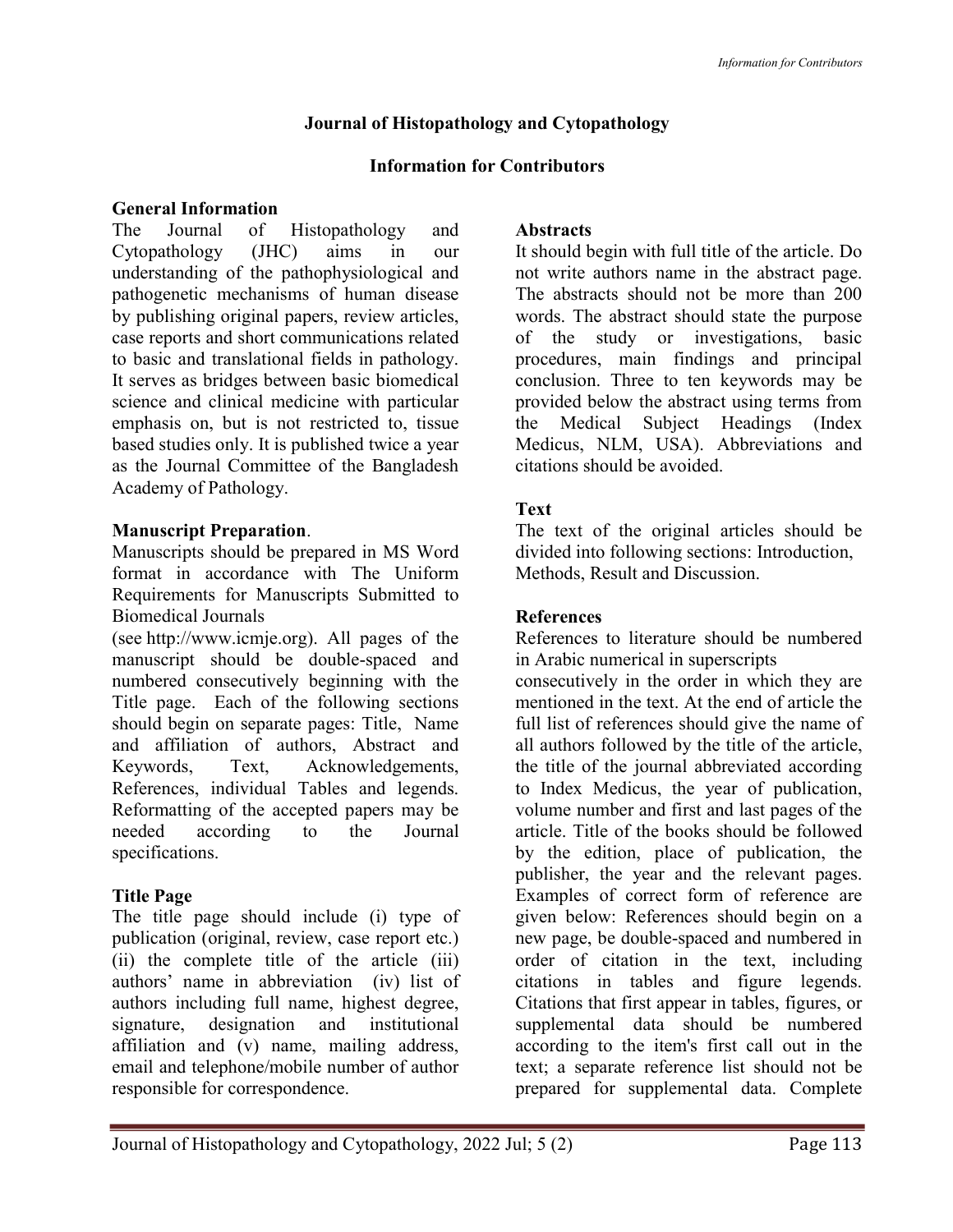# Journal of Histopathology and Cytopathology

## Information for Contributors

### General Information

The Journal of Histopathology and Cytopathology (JHC) aims in our understanding of the pathophysiological and pathogenetic mechanisms of human disease by publishing original papers, review articles, case reports and short communications related to basic and translational fields in pathology. It serves as bridges between basic biomedical science and clinical medicine with particular emphasis on, but is not restricted to, tissue based studies only. It is published twice a year as the Journal Committee of the Bangladesh Academy of Pathology.

### Manuscript Preparation.

Manuscripts should be prepared in MS Word format in accordance with The Uniform Requirements for Manuscripts Submitted to Biomedical Journals (see http://www.icmje.org). All pages of the manuscript should be double-spaced and numbered consecutively beginning with the Title page. Each of the following sections should begin on separate pages: Title, Name and affiliation of authors, Abstract and Keywords, Text, Acknowledgements, References, individual Tables and legends. Reformatting of the accepted papers may be needed according to the Journal specifications.

### Title Page

The title page should include (i) type of publication (original, review, case report etc.) (ii) the complete title of the article (iii) authors' name in abbreviation (iv) list of authors including full name, highest degree, signature, designation and institutional affiliation and (v) name, mailing address, email and telephone/mobile number of author responsible for correspondence.

### Abstracts

It should begin with full title of the article. Do not write authors name in the abstract page. The abstracts should not be more than 200 words. The abstract should state the purpose of the study or investigations, basic procedures, main findings and principal conclusion. Three to ten keywords may be provided below the abstract using terms from the Medical Subject Headings (Index Medicus, NLM, USA). Abbreviations and citations should be avoided.

### Text

The text of the original articles should be divided into following sections: Introduction, Methods, Result and Discussion.

### References

References to literature should be numbered in Arabic numerical in superscripts consecutively in the order in which they are mentioned in the text. At the end of article the full list of references should give the name of all authors followed by the title of the article, the title of the journal abbreviated according to Index Medicus, the year of publication, volume number and first and last pages of the article. Title of the books should be followed by the edition, place of publication, the publisher, the year and the relevant pages. Examples of correct form of reference are given below: References should begin on a new page, be double-spaced and numbered in order of citation in the text, including citations in tables and figure legends. Citations that first appear in tables, figures, or supplemental data should be numbered according to the item's first call out in the text; a separate reference list should not be prepared for supplemental data. Complete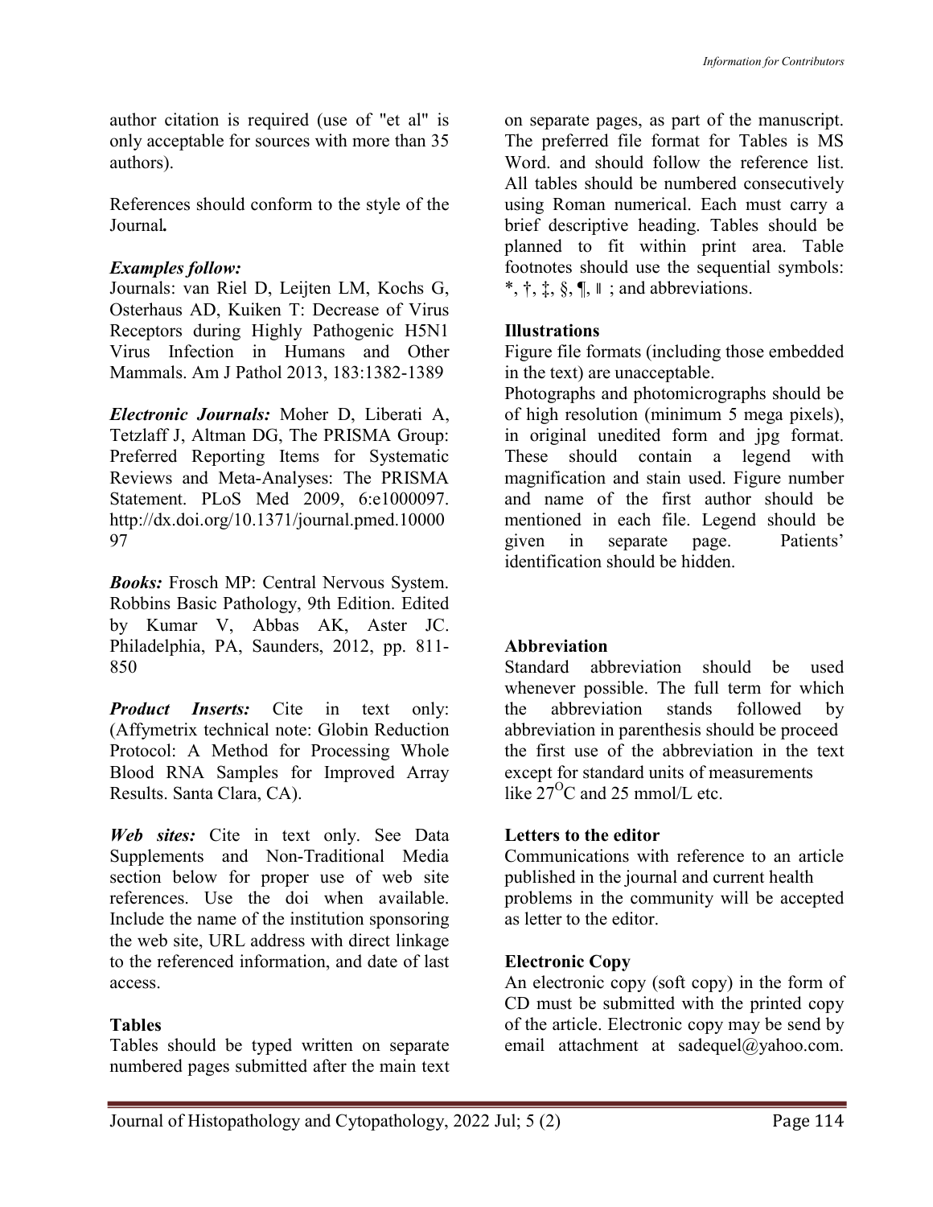author citation is required (use of "et al" is only acceptable for sources with more than 35 authors).

References should conform to the style of the Journal***.***

***Examples follow:***

Journals: van Riel D, Leijten LM, Kochs G, Osterhaus AD, Kuiken T: Decrease of Virus Receptors during Highly Pathogenic H5N1 Virus Infection in Humans and Other Mammals. Am J Pathol 2013, 183:1382-1389

***Electronic Journals:*** Moher D, Liberati A, Tetzlaff J, Altman DG, The PRISMA Group: Preferred Reporting Items for Systematic Reviews and Meta-Analyses: The PRISMA Statement. PLoS Med 2009, 6:e1000097. http://dx.doi.org/10.1371/journal.pmed.1000097

***Books:*** Frosch MP: Central Nervous System. Robbins Basic Pathology, 9th Edition. Edited by Kumar V, Abbas AK, Aster JC. Philadelphia, PA, Saunders, 2012, pp. 811-850

***Product Inserts:*** Cite in text only: (Affymetrix technical note: Globin Reduction Protocol: A Method for Processing Whole Blood RNA Samples for Improved Array Results. Santa Clara, CA).

***Web sites:*** Cite in text only. See Data Supplements and Non-Traditional Media section below for proper use of web site references. Use the doi when available. Include the name of the institution sponsoring the web site, URL address with direct linkage to the referenced information, and date of last access.

**Tables**

Tables should be typed written on separate numbered pages submitted after the main text on separate pages, as part of the manuscript. The preferred file format for Tables is MS Word. and should follow the reference list. All tables should be numbered consecutively using Roman numerical. Each must carry a brief descriptive heading. Tables should be planned to fit within print area. Table footnotes should use the sequential symbols: *, †, ‡, §, ¶, ‖ ; and abbreviations.

**Illustrations**

Figure file formats (including those embedded in the text) are unacceptable.

Photographs and photomicrographs should be of high resolution (minimum 5 mega pixels), in original unedited form and jpg format. These should contain a legend with magnification and stain used. Figure number and name of the first author should be mentioned in each file. Legend should be given in separate page. Patients' identification should be hidden.

**Abbreviation**

Standard abbreviation should be used whenever possible. The full term for which the abbreviation stands followed by abbreviation in parenthesis should be proceed the first use of the abbreviation in the text except for standard units of measurements like $27^{O}$C and 25 mmol/L etc.

**Letters to the editor**

Communications with reference to an article published in the journal and current health problems in the community will be accepted as letter to the editor.

**Electronic Copy**

An electronic copy (soft copy) in the form of CD must be submitted with the printed copy of the article. Electronic copy may be send by email attachment at sadequel@yahoo.com.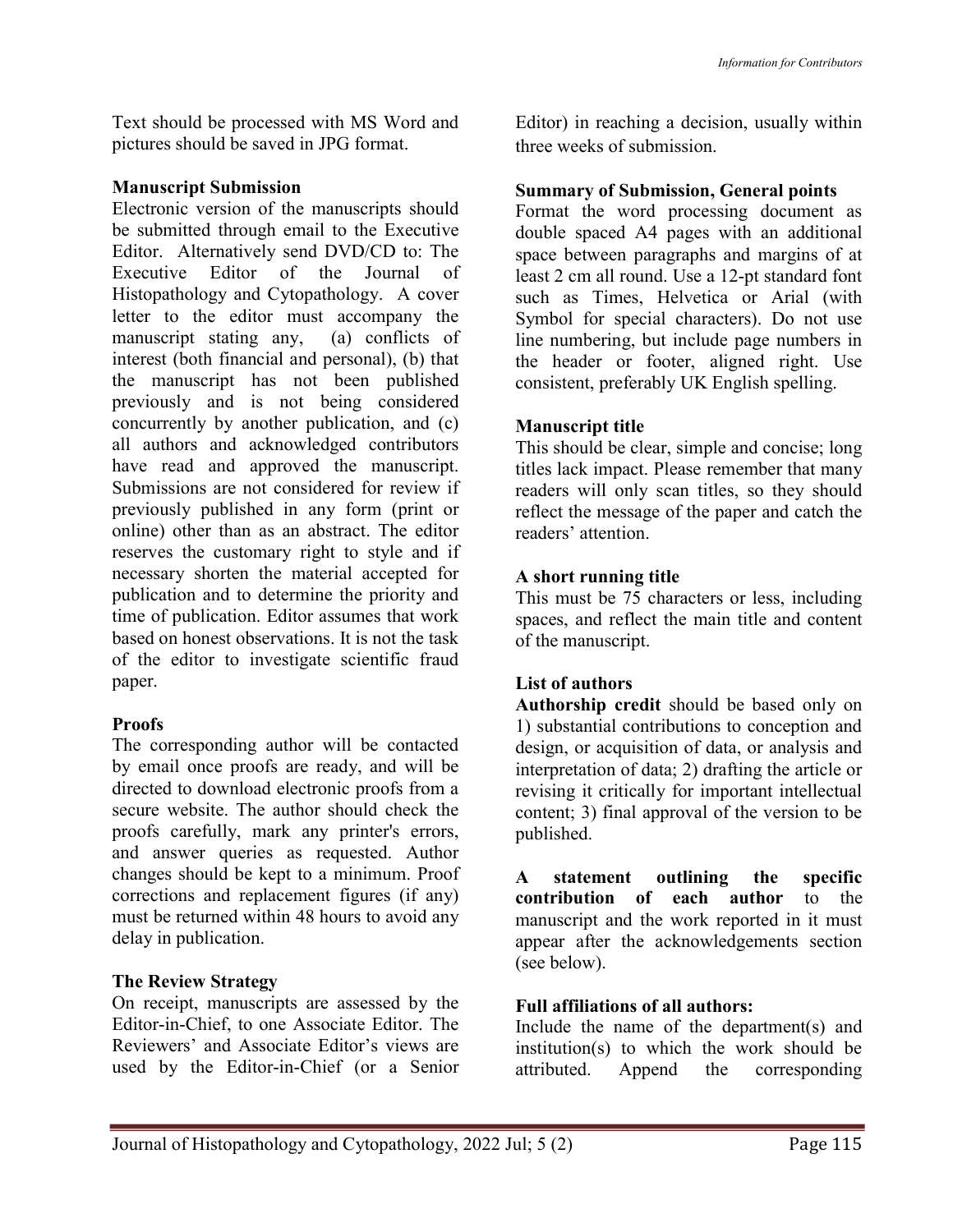Text should be processed with MS Word and pictures should be saved in JPG format.

**Manuscript Submission**

Electronic version of the manuscripts should be submitted through email to the Executive Editor. Alternatively send DVD/CD to: The Executive Editor of the Journal of Histopathology and Cytopathology. A cover letter to the editor must accompany the manuscript stating any, (a) conflicts of interest (both financial and personal), (b) that the manuscript has not been published previously and is not being considered concurrently by another publication, and (c) all authors and acknowledged contributors have read and approved the manuscript. Submissions are not considered for review if previously published in any form (print or online) other than as an abstract. The editor reserves the customary right to style and if necessary shorten the material accepted for publication and to determine the priority and time of publication. Editor assumes that work based on honest observations. It is not the task of the editor to investigate scientific fraud paper.

**Proofs**

The corresponding author will be contacted by email once proofs are ready, and will be directed to download electronic proofs from a secure website. The author should check the proofs carefully, mark any printer's errors, and answer queries as requested. Author changes should be kept to a minimum. Proof corrections and replacement figures (if any) must be returned within 48 hours to avoid any delay in publication.

**The Review Strategy**

On receipt, manuscripts are assessed by the Editor-in-Chief, to one Associate Editor. The Reviewers' and Associate Editor's views are used by the Editor-in-Chief (or a Senior Editor) in reaching a decision, usually within three weeks of submission.

**Summary of Submission, General points**

Format the word processing document as double spaced A4 pages with an additional space between paragraphs and margins of at least 2 cm all round. Use a 12-pt standard font such as Times, Helvetica or Arial (with Symbol for special characters). Do not use line numbering, but include page numbers in the header or footer, aligned right. Use consistent, preferably UK English spelling.

**Manuscript title**

This should be clear, simple and concise; long titles lack impact. Please remember that many readers will only scan titles, so they should reflect the message of the paper and catch the readers' attention.

**A short running title**

This must be 75 characters or less, including spaces, and reflect the main title and content of the manuscript.

**List of authors**

**Authorship credit** should be based only on 1) substantial contributions to conception and design, or acquisition of data, or analysis and interpretation of data; 2) drafting the article or revising it critically for important intellectual content; 3) final approval of the version to be published.

**A statement outlining the specific contribution of each author** to the manuscript and the work reported in it must appear after the acknowledgements section (see below).

**Full affiliations of all authors:**

Include the name of the department(s) and institution(s) to which the work should be attributed. Append the corresponding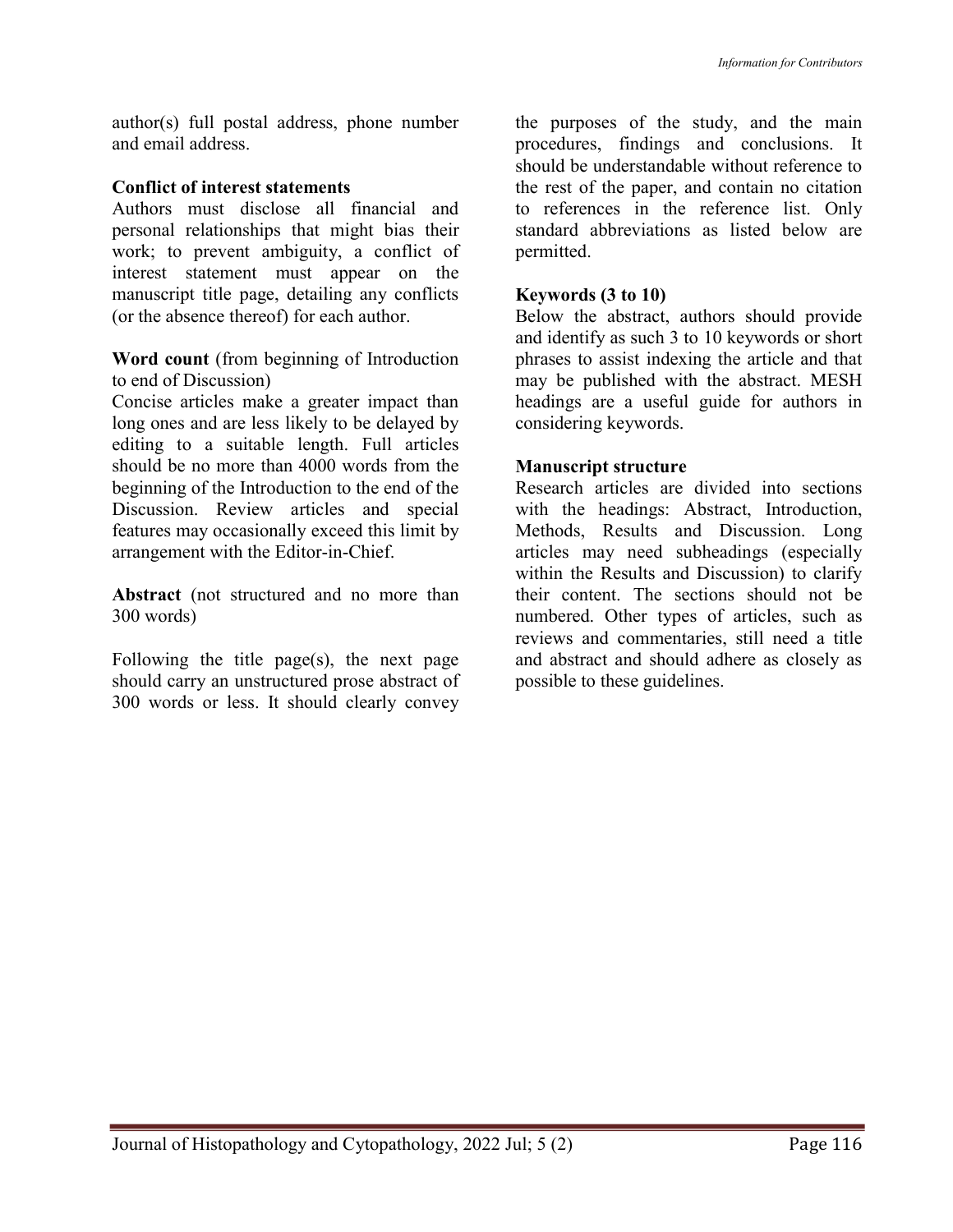author(s) full postal address, phone number and email address.

**Conflict of interest statements**

Authors must disclose all financial and personal relationships that might bias their work; to prevent ambiguity, a conflict of interest statement must appear on the manuscript title page, detailing any conflicts (or the absence thereof) for each author.

**Word count** (from beginning of Introduction to end of Discussion)

Concise articles make a greater impact than long ones and are less likely to be delayed by editing to a suitable length. Full articles should be no more than 4000 words from the beginning of the Introduction to the end of the Discussion. Review articles and special features may occasionally exceed this limit by arrangement with the Editor-in-Chief.

**Abstract** (not structured and no more than 300 words)

Following the title page(s), the next page should carry an unstructured prose abstract of 300 words or less. It should clearly convey the purposes of the study, and the main procedures, findings and conclusions. It should be understandable without reference to the rest of the paper, and contain no citation to references in the reference list. Only standard abbreviations as listed below are permitted.

**Keywords (3 to 10)**

Below the abstract, authors should provide and identify as such 3 to 10 keywords or short phrases to assist indexing the article and that may be published with the abstract. MESH headings are a useful guide for authors in considering keywords.

**Manuscript structure**

Research articles are divided into sections with the headings: Abstract, Introduction, Methods, Results and Discussion. Long articles may need subheadings (especially within the Results and Discussion) to clarify their content. The sections should not be numbered. Other types of articles, such as reviews and commentaries, still need a title and abstract and should adhere as closely as possible to these guidelines.